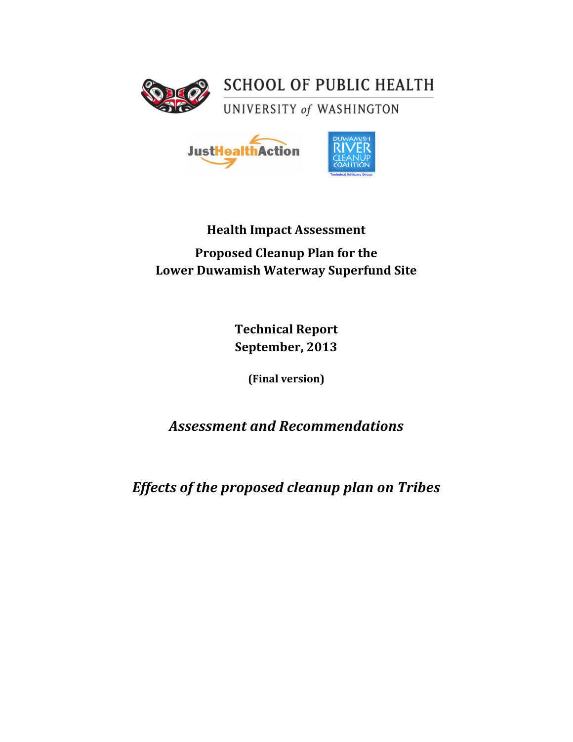SCHOOL OF PUBLIC HEALTH

UNIVERSITY *of* WASHINGTON

JustHealthAction

DUWAMISH RIVER CLEANUP COALITION

Technical Advisory Group

# Health Impact Assessment

## Proposed Cleanup Plan for the Lower Duwamish Waterway Superfund Site

**Technical Report**
**September, 2013**

**(Final version)**

***Assessment and Recommendations***

***Effects of the proposed cleanup plan on Tribes***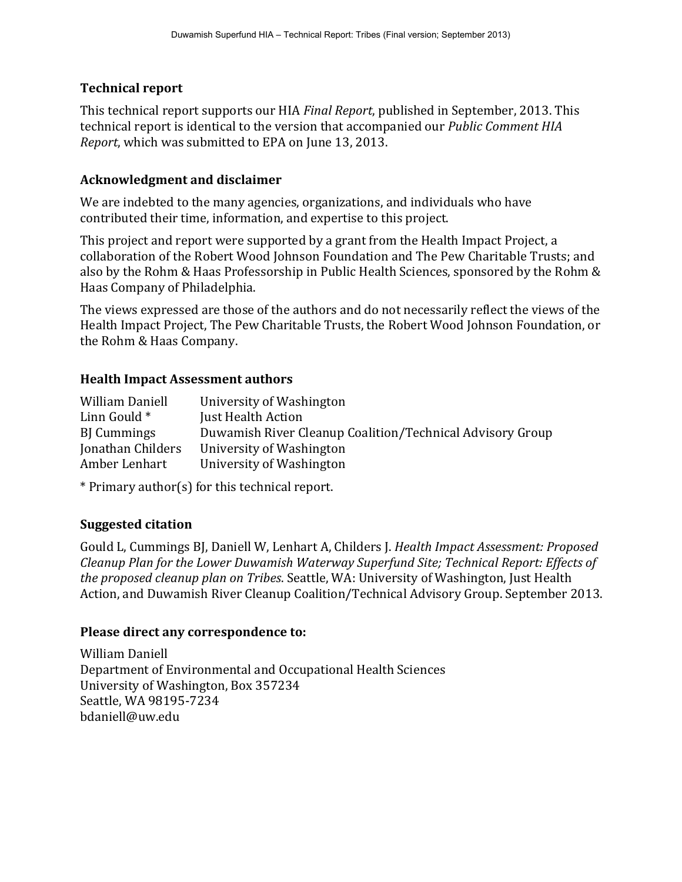### Technical report

This technical report supports our HIA *Final Report*, published in September, 2013. This technical report is identical to the version that accompanied our *Public Comment HIA Report*, which was submitted to EPA on June 13, 2013.

### Acknowledgment and disclaimer

We are indebted to the many agencies, organizations, and individuals who have contributed their time, information, and expertise to this project.

This project and report were supported by a grant from the Health Impact Project, a collaboration of the Robert Wood Johnson Foundation and The Pew Charitable Trusts; and also by the Rohm & Haas Professorship in Public Health Sciences, sponsored by the Rohm & Haas Company of Philadelphia.

The views expressed are those of the authors and do not necessarily reflect the views of the Health Impact Project, The Pew Charitable Trusts, the Robert Wood Johnson Foundation, or the Rohm & Haas Company.

### Health Impact Assessment authors

| | |
|---|---|
| William Daniell | University of Washington |
| Linn Gould * | Just Health Action |
| BJ Cummings | Duwamish River Cleanup Coalition/Technical Advisory Group |
| Jonathan Childers | University of Washington |
| Amber Lenhart | University of Washington |

* Primary author(s) for this technical report.

### Suggested citation

Gould L, Cummings BJ, Daniell W, Lenhart A, Childers J. *Health Impact Assessment: Proposed Cleanup Plan for the Lower Duwamish Waterway Superfund Site; Technical Report: Effects of the proposed cleanup plan on Tribes*. Seattle, WA: University of Washington, Just Health Action, and Duwamish River Cleanup Coalition/Technical Advisory Group. September 2013.

### Please direct any correspondence to:

William Daniell
Department of Environmental and Occupational Health Sciences
University of Washington, Box 357234
Seattle, WA 98195-7234
bdaniell@uw.edu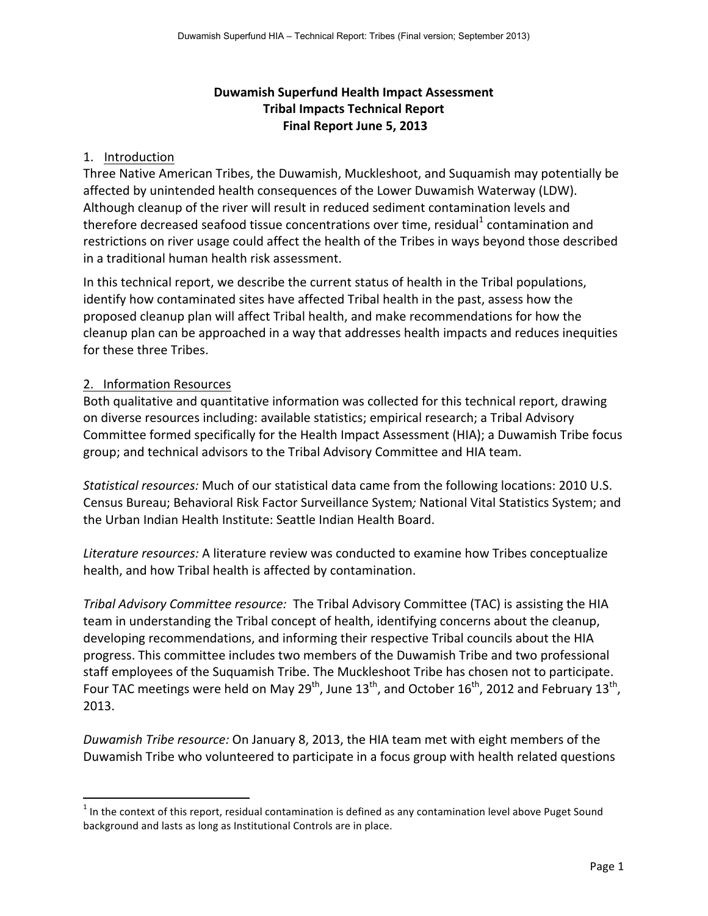# Duwamish Superfund Health Impact Assessment
# Tribal Impacts Technical Report
# Final Report June 5, 2013

## 1. Introduction

Three Native American Tribes, the Duwamish, Muckleshoot, and Suquamish may potentially be affected by unintended health consequences of the Lower Duwamish Waterway (LDW). Although cleanup of the river will result in reduced sediment contamination levels and therefore decreased seafood tissue concentrations over time, residual[1] contamination and restrictions on river usage could affect the health of the Tribes in ways beyond those described in a traditional human health risk assessment.

In this technical report, we describe the current status of health in the Tribal populations, identify how contaminated sites have affected Tribal health in the past, assess how the proposed cleanup plan will affect Tribal health, and make recommendations for how the cleanup plan can be approached in a way that addresses health impacts and reduces inequities for these three Tribes.

## 2. Information Resources

Both qualitative and quantitative information was collected for this technical report, drawing on diverse resources including: available statistics; empirical research; a Tribal Advisory Committee formed specifically for the Health Impact Assessment (HIA); a Duwamish Tribe focus group; and technical advisors to the Tribal Advisory Committee and HIA team.

*Statistical resources:* Much of our statistical data came from the following locations: 2010 U.S. Census Bureau; Behavioral Risk Factor Surveillance System*;* National Vital Statistics System; and the Urban Indian Health Institute: Seattle Indian Health Board.

*Literature resources:* A literature review was conducted to examine how Tribes conceptualize health, and how Tribal health is affected by contamination.

*Tribal Advisory Committee resource:* The Tribal Advisory Committee (TAC) is assisting the HIA team in understanding the Tribal concept of health, identifying concerns about the cleanup, developing recommendations, and informing their respective Tribal councils about the HIA progress. This committee includes two members of the Duwamish Tribe and two professional staff employees of the Suquamish Tribe. The Muckleshoot Tribe has chosen not to participate. Four TAC meetings were held on May 29th, June 13th, and October 16th, 2012 and February 13th, 2013.

*Duwamish Tribe resource:* On January 8, 2013, the HIA team met with eight members of the Duwamish Tribe who volunteered to participate in a focus group with health related questions

[1] In the context of this report, residual contamination is defined as any contamination level above Puget Sound background and lasts as long as Institutional Controls are in place.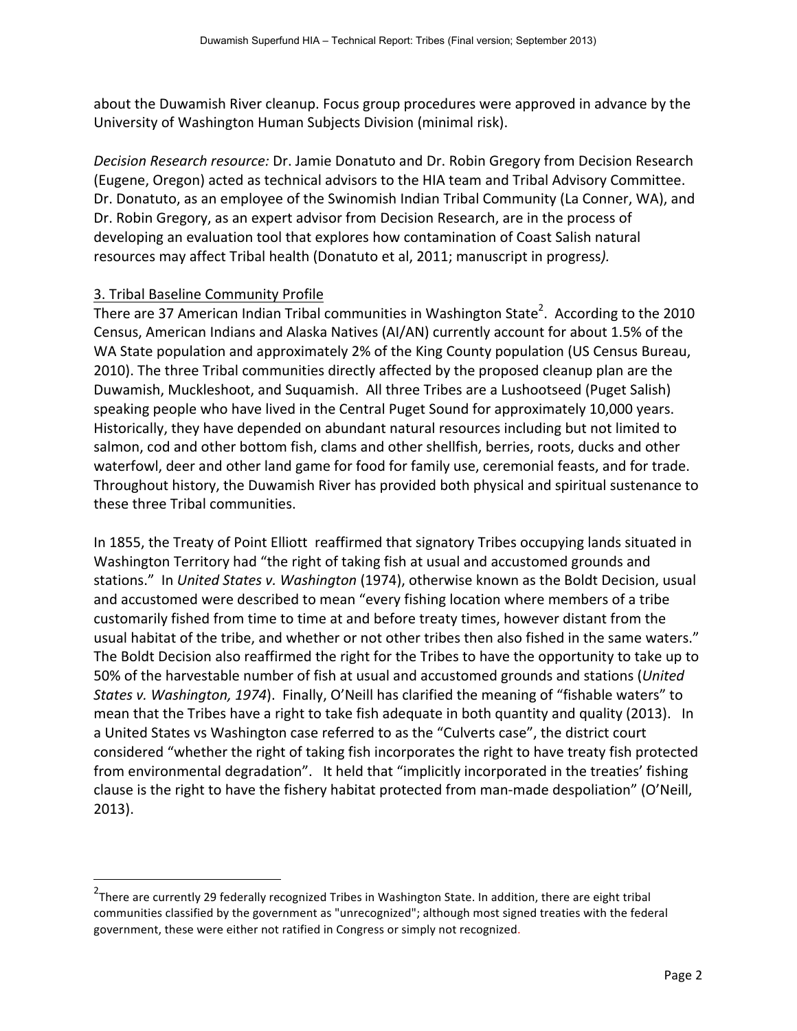about the Duwamish River cleanup. Focus group procedures were approved in advance by the University of Washington Human Subjects Division (minimal risk).

*Decision Research resource:* Dr. Jamie Donatuto and Dr. Robin Gregory from Decision Research (Eugene, Oregon) acted as technical advisors to the HIA team and Tribal Advisory Committee. Dr. Donatuto, as an employee of the Swinomish Indian Tribal Community (La Conner, WA), and Dr. Robin Gregory, as an expert advisor from Decision Research, are in the process of developing an evaluation tool that explores how contamination of Coast Salish natural resources may affect Tribal health (Donatuto et al, 2011; manuscript in progress*).*

## 3. Tribal Baseline Community Profile

There are 37 American Indian Tribal communities in Washington State[2]. According to the 2010 Census, American Indians and Alaska Natives (AI/AN) currently account for about 1.5% of the WA State population and approximately 2% of the King County population (US Census Bureau, 2010). The three Tribal communities directly affected by the proposed cleanup plan are the Duwamish, Muckleshoot, and Suquamish. All three Tribes are a Lushootseed (Puget Salish) speaking people who have lived in the Central Puget Sound for approximately 10,000 years. Historically, they have depended on abundant natural resources including but not limited to salmon, cod and other bottom fish, clams and other shellfish, berries, roots, ducks and other waterfowl, deer and other land game for food for family use, ceremonial feasts, and for trade. Throughout history, the Duwamish River has provided both physical and spiritual sustenance to these three Tribal communities.

In 1855, the Treaty of Point Elliott reaffirmed that signatory Tribes occupying lands situated in Washington Territory had "the right of taking fish at usual and accustomed grounds and stations." In *United States v. Washington* (1974), otherwise known as the Boldt Decision, usual and accustomed were described to mean "every fishing location where members of a tribe customarily fished from time to time at and before treaty times, however distant from the usual habitat of the tribe, and whether or not other tribes then also fished in the same waters." The Boldt Decision also reaffirmed the right for the Tribes to have the opportunity to take up to 50% of the harvestable number of fish at usual and accustomed grounds and stations (*United States v. Washington, 1974*). Finally, O'Neill has clarified the meaning of "fishable waters" to mean that the Tribes have a right to take fish adequate in both quantity and quality (2013). In a United States vs Washington case referred to as the "Culverts case", the district court considered "whether the right of taking fish incorporates the right to have treaty fish protected from environmental degradation". It held that "implicitly incorporated in the treaties' fishing clause is the right to have the fishery habitat protected from man-made despoliation" (O'Neill, 2013).

[2] There are currently 29 federally recognized Tribes in Washington State. In addition, there are eight tribal communities classified by the government as "unrecognized"; although most signed treaties with the federal government, these were either not ratified in Congress or simply not recognized.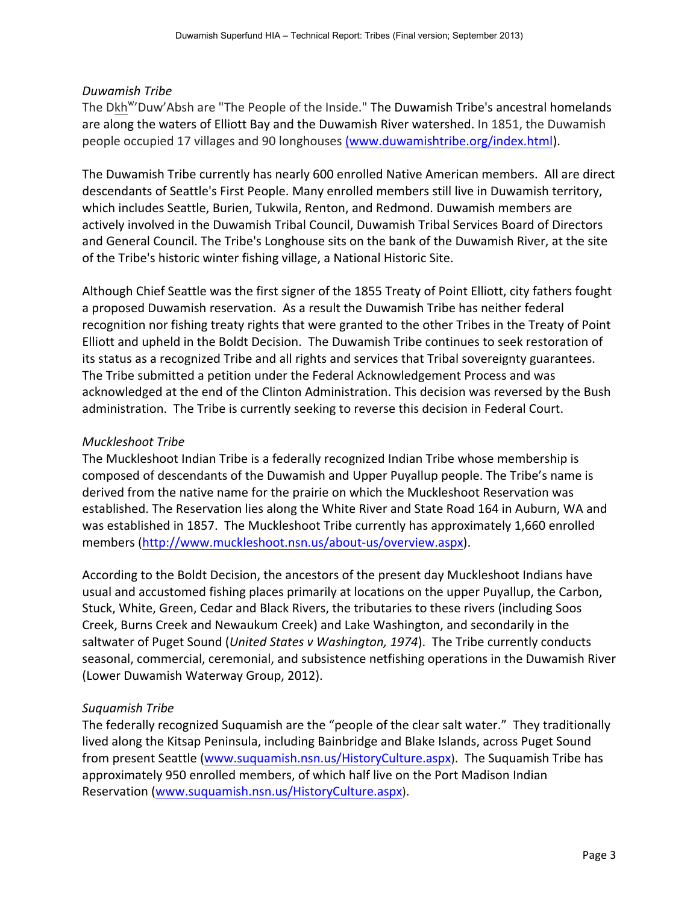*Duwamish Tribe*

The Dkh$^{w}$'Duw'Absh are "The People of the Inside." The Duwamish Tribe's ancestral homelands are along the waters of Elliott Bay and the Duwamish River watershed. In 1851, the Duwamish people occupied 17 villages and 90 longhouses (www.duwamishtribe.org/index.html).

The Duwamish Tribe currently has nearly 600 enrolled Native American members. All are direct descendants of Seattle's First People. Many enrolled members still live in Duwamish territory, which includes Seattle, Burien, Tukwila, Renton, and Redmond. Duwamish members are actively involved in the Duwamish Tribal Council, Duwamish Tribal Services Board of Directors and General Council. The Tribe's Longhouse sits on the bank of the Duwamish River, at the site of the Tribe's historic winter fishing village, a National Historic Site.

Although Chief Seattle was the first signer of the 1855 Treaty of Point Elliott, city fathers fought a proposed Duwamish reservation. As a result the Duwamish Tribe has neither federal recognition nor fishing treaty rights that were granted to the other Tribes in the Treaty of Point Elliott and upheld in the Boldt Decision. The Duwamish Tribe continues to seek restoration of its status as a recognized Tribe and all rights and services that Tribal sovereignty guarantees. The Tribe submitted a petition under the Federal Acknowledgement Process and was acknowledged at the end of the Clinton Administration. This decision was reversed by the Bush administration. The Tribe is currently seeking to reverse this decision in Federal Court.

*Muckleshoot Tribe*

The Muckleshoot Indian Tribe is a federally recognized Indian Tribe whose membership is composed of descendants of the Duwamish and Upper Puyallup people. The Tribe's name is derived from the native name for the prairie on which the Muckleshoot Reservation was established. The Reservation lies along the White River and State Road 164 in Auburn, WA and was established in 1857. The Muckleshoot Tribe currently has approximately 1,660 enrolled members (http://www.muckleshoot.nsn.us/about-us/overview.aspx).

According to the Boldt Decision, the ancestors of the present day Muckleshoot Indians have usual and accustomed fishing places primarily at locations on the upper Puyallup, the Carbon, Stuck, White, Green, Cedar and Black Rivers, the tributaries to these rivers (including Soos Creek, Burns Creek and Newaukum Creek) and Lake Washington, and secondarily in the saltwater of Puget Sound (*United States v Washington, 1974*). The Tribe currently conducts seasonal, commercial, ceremonial, and subsistence netfishing operations in the Duwamish River (Lower Duwamish Waterway Group, 2012).

*Suquamish Tribe*

The federally recognized Suquamish are the "people of the clear salt water." They traditionally lived along the Kitsap Peninsula, including Bainbridge and Blake Islands, across Puget Sound from present Seattle (www.suquamish.nsn.us/HistoryCulture.aspx). The Suquamish Tribe has approximately 950 enrolled members, of which half live on the Port Madison Indian Reservation (www.suquamish.nsn.us/HistoryCulture.aspx).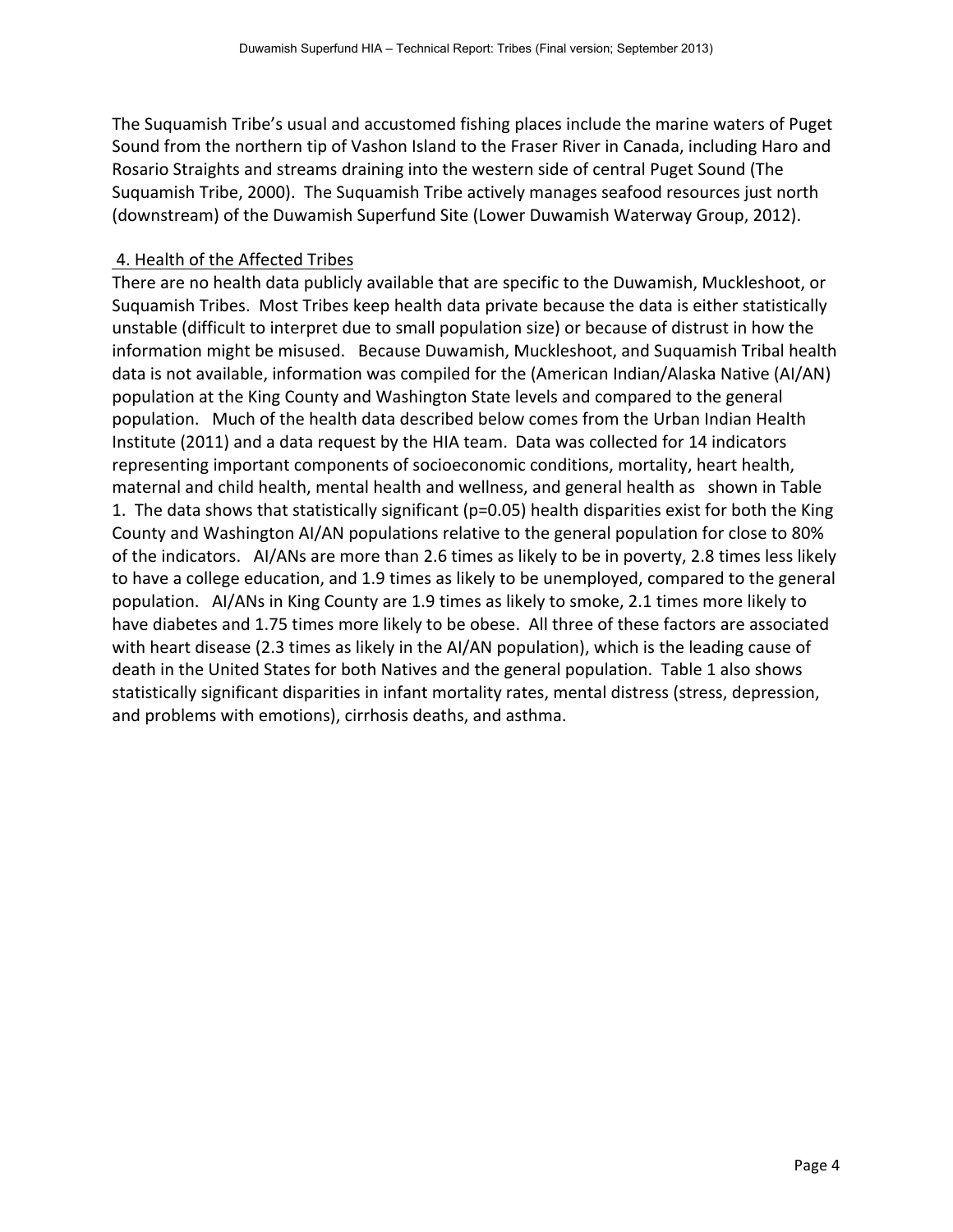The Suquamish Tribe's usual and accustomed fishing places include the marine waters of Puget Sound from the northern tip of Vashon Island to the Fraser River in Canada, including Haro and Rosario Straights and streams draining into the western side of central Puget Sound (The Suquamish Tribe, 2000). The Suquamish Tribe actively manages seafood resources just north (downstream) of the Duwamish Superfund Site (Lower Duwamish Waterway Group, 2012).

## 4. Health of the Affected Tribes

There are no health data publicly available that are specific to the Duwamish, Muckleshoot, or Suquamish Tribes. Most Tribes keep health data private because the data is either statistically unstable (difficult to interpret due to small population size) or because of distrust in how the information might be misused. Because Duwamish, Muckleshoot, and Suquamish Tribal health data is not available, information was compiled for the (American Indian/Alaska Native (AI/AN) population at the King County and Washington State levels and compared to the general population. Much of the health data described below comes from the Urban Indian Health Institute (2011) and a data request by the HIA team. Data was collected for 14 indicators representing important components of socioeconomic conditions, mortality, heart health, maternal and child health, mental health and wellness, and general health as shown in Table 1. The data shows that statistically significant ($p=0.05$) health disparities exist for both the King County and Washington AI/AN populations relative to the general population for close to 80% of the indicators. AI/ANs are more than 2.6 times as likely to be in poverty, 2.8 times less likely to have a college education, and 1.9 times as likely to be unemployed, compared to the general population. AI/ANs in King County are 1.9 times as likely to smoke, 2.1 times more likely to have diabetes and 1.75 times more likely to be obese. All three of these factors are associated with heart disease (2.3 times as likely in the AI/AN population), which is the leading cause of death in the United States for both Natives and the general population. Table 1 also shows statistically significant disparities in infant mortality rates, mental distress (stress, depression, and problems with emotions), cirrhosis deaths, and asthma.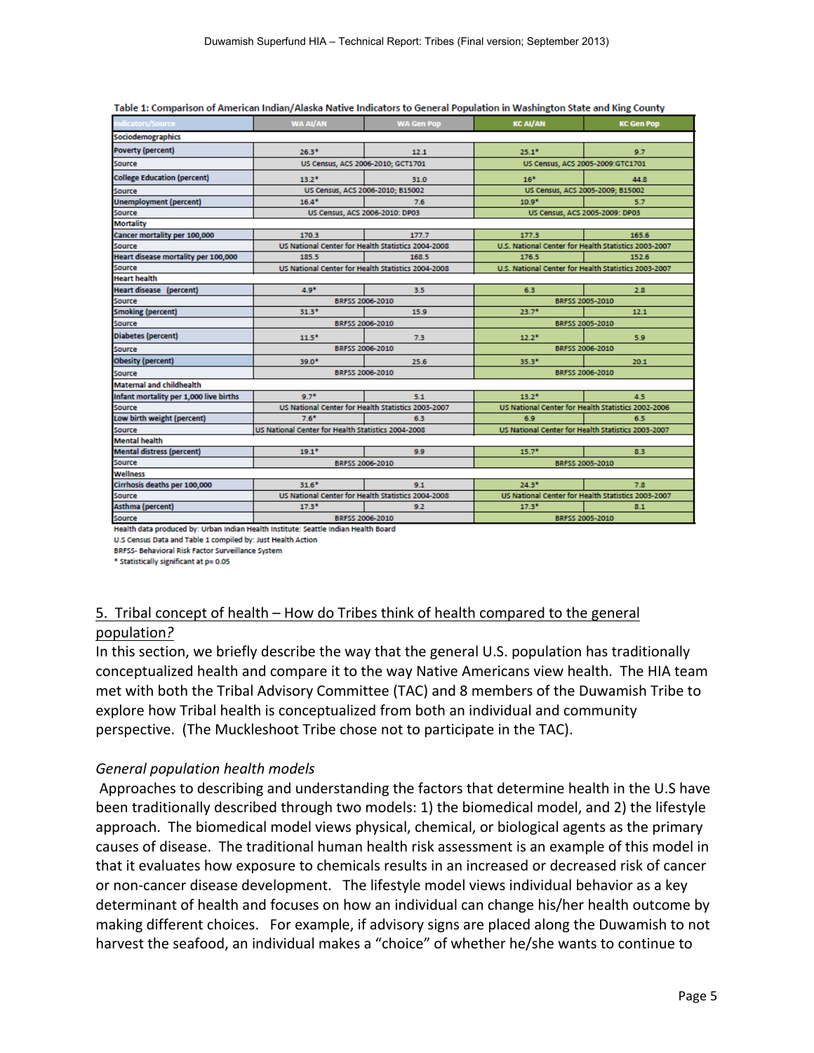Table 1: Comparison of American Indian/Alaska Native Indicators to General Population in Washington State and King County

| Indicators/Source | WA AI/AN | WA Gen Pop | KC AI/AN | KC Gen Pop |
|---|---|---|---|---|
| **Sociodemographics** | | | | |
| Poverty (percent) | 26.3* | 12.1 | 25.1* | 9.7 |
| Source | US Census, ACS 2006-2010; GCT1701 | | US Census, ACS 2005-2009:GTC1701 | |
| College Education (percent) | 13.2* | 31.0 | 16* | 44.8 |
| Source | US Census, ACS 2006-2010; B15002 | | US Census, ACS 2005-2009; B15002 | |
| Unemployment (percent) | 16.4* | 7.6 | 10.9* | 5.7 |
| Source | US Census, ACS 2006-2010: DP03 | | US Census, ACS 2005-2009: DP03 | |
| **Mortality** | | | | |
| Cancer mortality per 100,000 | 170.3 | 177.7 | 177.3 | 165.6 |
| Source | US National Center for Health Statistics 2004-2008 | | U.S. National Center for Health Statistics 2003-2007 | |
| Heart disease mortality per 100,000 | 185.5 | 168.5 | 176.5 | 152.6 |
| Source | US National Center for Health Statistics 2004-2008 | | U.S. National Center for Health Statistics 2003-2007 | |
| **Heart health** | | | | |
| Heart disease (percent) | 4.9* | 3.5 | 6.3 | 2.8 |
| Source | BRFSS 2006-2010 | | BRFSS 2005-2010 | |
| Smoking (percent) | 31.3* | 15.9 | 23.7* | 12.1 |
| Source | BRFSS 2006-2010 | | BRFSS 2005-2010 | |
| Diabetes (percent) | 11.5* | 7.3 | 12.2* | 5.9 |
| Source | BRFSS 2006-2010 | | BRFSS 2006-2010 | |
| Obesity (percent) | 39.0* | 25.6 | 35.3* | 20.1 |
| Source | BRFSS 2006-2010 | | BRFSS 2006-2010 | |
| **Maternal and childhealth** | | | | |
| Infant mortality per 1,000 live births | 9.7* | 5.1 | 13.2* | 4.5 |
| Source | US National Center for Health Statistics 2003-2007 | | US National Center for Health Statistics 2002-2006 | |
| Low birth weight (percent) | 7.6* | 6.3 | 6.9 | 6.5 |
| Source | US National Center for Health Statistics 2004-2008 | | US National Center for Health Statistics 2003-2007 | |
| **Mental health** | | | | |
| Mental distress (percent) | 19.1* | 9.9 | 15.7* | 8.3 |
| Source | BRFSS 2006-2010 | | BRFSS 2005-2010 | |
| **Wellness** | | | | |
| Cirrhosis deaths per 100,000 | 31.6* | 9.1 | 24.3* | 7.8 |
| Source | US National Center for Health Statistics 2004-2008 | | US National Center for Health Statistics 2003-2007 | |
| Asthma (percent) | 17.3* | 9.2 | 17.3* | 8.1 |
| Source | BRFSS 2006-2010 | | BRFSS 2005-2010 | |

Health data produced by: Urban Indian Health Institute: Seattle Indian Health Board
U.S Census Data and Table 1 compiled by: Just Health Action
BRFSS- Behavioral Risk Factor Surveillance System
* Statistically significant at p= 0.05

## 5. Tribal concept of health – How do Tribes think of health compared to the general population?

In this section, we briefly describe the way that the general U.S. population has traditionally conceptualized health and compare it to the way Native Americans view health. The HIA team met with both the Tribal Advisory Committee (TAC) and 8 members of the Duwamish Tribe to explore how Tribal health is conceptualized from both an individual and community perspective. (The Muckleshoot Tribe chose not to participate in the TAC).

### *General population health models*

Approaches to describing and understanding the factors that determine health in the U.S have been traditionally described through two models: 1) the biomedical model, and 2) the lifestyle approach. The biomedical model views physical, chemical, or biological agents as the primary causes of disease. The traditional human health risk assessment is an example of this model in that it evaluates how exposure to chemicals results in an increased or decreased risk of cancer or non-cancer disease development. The lifestyle model views individual behavior as a key determinant of health and focuses on how an individual can change his/her health outcome by making different choices. For example, if advisory signs are placed along the Duwamish to not harvest the seafood, an individual makes a "choice" of whether he/she wants to continue to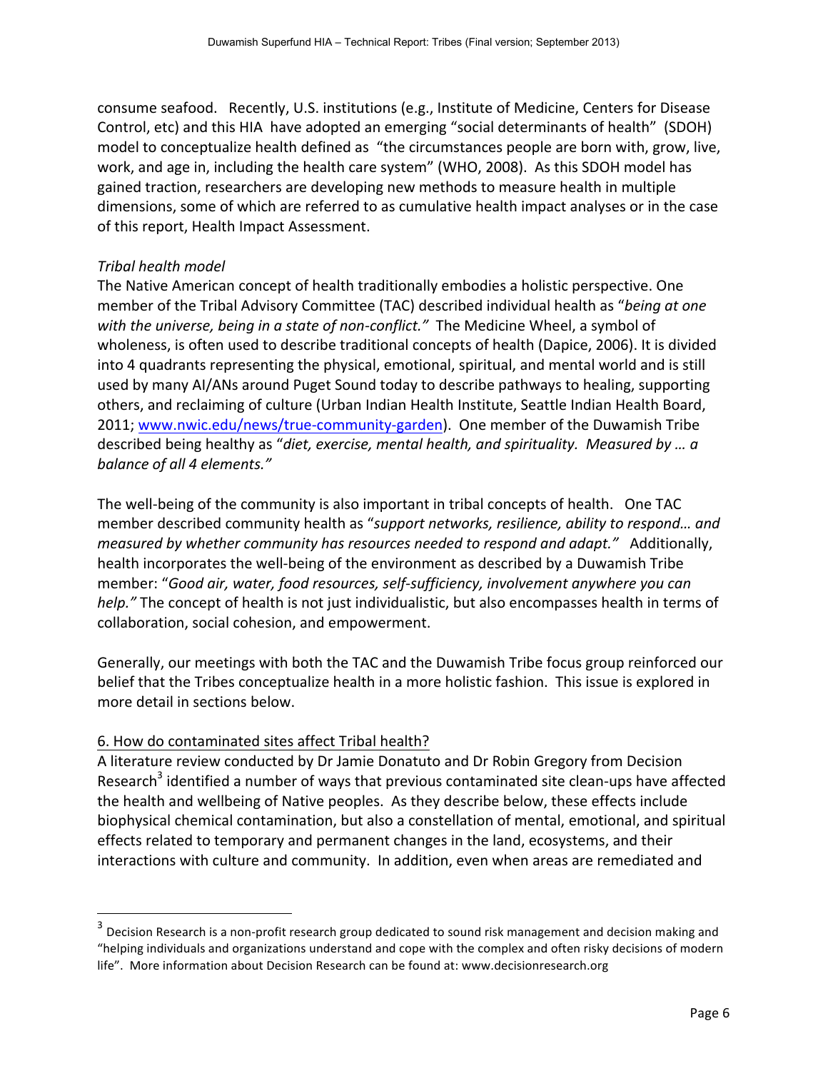consume seafood. Recently, U.S. institutions (e.g., Institute of Medicine, Centers for Disease Control, etc) and this HIA have adopted an emerging "social determinants of health" (SDOH) model to conceptualize health defined as "the circumstances people are born with, grow, live, work, and age in, including the health care system" (WHO, 2008). As this SDOH model has gained traction, researchers are developing new methods to measure health in multiple dimensions, some of which are referred to as cumulative health impact analyses or in the case of this report, Health Impact Assessment.

*Tribal health model*

The Native American concept of health traditionally embodies a holistic perspective. One member of the Tribal Advisory Committee (TAC) described individual health as "*being at one with the universe, being in a state of non-conflict.*" The Medicine Wheel, a symbol of wholeness, is often used to describe traditional concepts of health (Dapice, 2006). It is divided into 4 quadrants representing the physical, emotional, spiritual, and mental world and is still used by many AI/ANs around Puget Sound today to describe pathways to healing, supporting others, and reclaiming of culture (Urban Indian Health Institute, Seattle Indian Health Board, 2011; [www.nwic.edu/news/true-community-garden](www.nwic.edu/news/true-community-garden)). One member of the Duwamish Tribe described being healthy as "*diet, exercise, mental health, and spirituality. Measured by … a balance of all 4 elements.*"

The well-being of the community is also important in tribal concepts of health. One TAC member described community health as "*support networks, resilience, ability to respond… and measured by whether community has resources needed to respond and adapt.*" Additionally, health incorporates the well-being of the environment as described by a Duwamish Tribe member: "*Good air, water, food resources, self-sufficiency, involvement anywhere you can help.*" The concept of health is not just individualistic, but also encompasses health in terms of collaboration, social cohesion, and empowerment.

Generally, our meetings with both the TAC and the Duwamish Tribe focus group reinforced our belief that the Tribes conceptualize health in a more holistic fashion. This issue is explored in more detail in sections below.

6. How do contaminated sites affect Tribal health?

A literature review conducted by Dr Jamie Donatuto and Dr Robin Gregory from Decision Research[3] identified a number of ways that previous contaminated site clean-ups have affected the health and wellbeing of Native peoples. As they describe below, these effects include biophysical chemical contamination, but also a constellation of mental, emotional, and spiritual effects related to temporary and permanent changes in the land, ecosystems, and their interactions with culture and community. In addition, even when areas are remediated and

[3] Decision Research is a non-profit research group dedicated to sound risk management and decision making and "helping individuals and organizations understand and cope with the complex and often risky decisions of modern life". More information about Decision Research can be found at: www.decisionresearch.org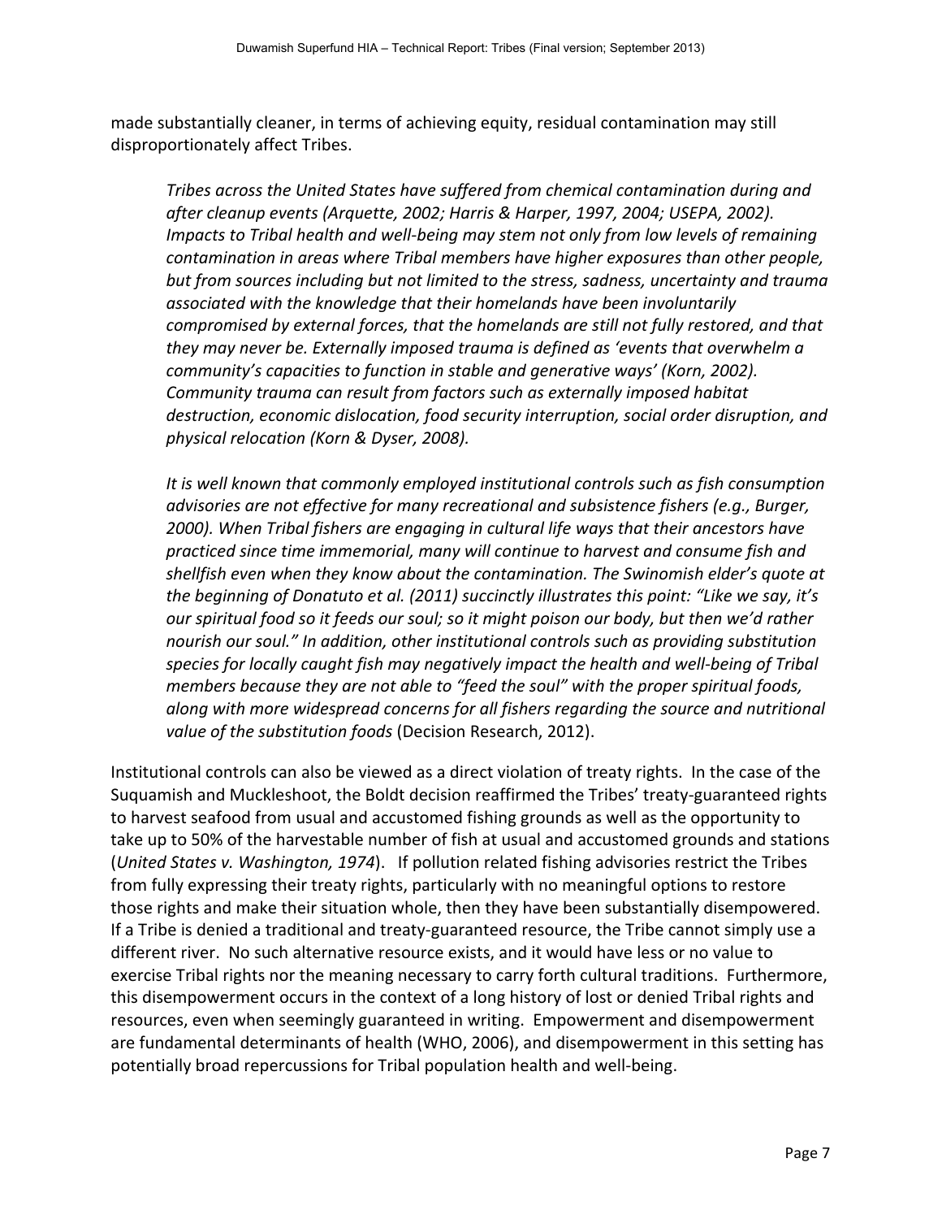made substantially cleaner, in terms of achieving equity, residual contamination may still disproportionately affect Tribes.

> *Tribes across the United States have suffered from chemical contamination during and after cleanup events (Arquette, 2002; Harris & Harper, 1997, 2004; USEPA, 2002). Impacts to Tribal health and well-being may stem not only from low levels of remaining contamination in areas where Tribal members have higher exposures than other people, but from sources including but not limited to the stress, sadness, uncertainty and trauma associated with the knowledge that their homelands have been involuntarily compromised by external forces, that the homelands are still not fully restored, and that they may never be. Externally imposed trauma is defined as 'events that overwhelm a community's capacities to function in stable and generative ways' (Korn, 2002). Community trauma can result from factors such as externally imposed habitat destruction, economic dislocation, food security interruption, social order disruption, and physical relocation (Korn & Dyser, 2008).*
>
> *It is well known that commonly employed institutional controls such as fish consumption advisories are not effective for many recreational and subsistence fishers (e.g., Burger, 2000). When Tribal fishers are engaging in cultural life ways that their ancestors have practiced since time immemorial, many will continue to harvest and consume fish and shellfish even when they know about the contamination. The Swinomish elder's quote at the beginning of Donatuto et al. (2011) succinctly illustrates this point: "Like we say, it's our spiritual food so it feeds our soul; so it might poison our body, but then we'd rather nourish our soul." In addition, other institutional controls such as providing substitution species for locally caught fish may negatively impact the health and well-being of Tribal members because they are not able to "feed the soul" with the proper spiritual foods, along with more widespread concerns for all fishers regarding the source and nutritional value of the substitution foods* (Decision Research, 2012).

Institutional controls can also be viewed as a direct violation of treaty rights. In the case of the Suquamish and Muckleshoot, the Boldt decision reaffirmed the Tribes' treaty-guaranteed rights to harvest seafood from usual and accustomed fishing grounds as well as the opportunity to take up to 50% of the harvestable number of fish at usual and accustomed grounds and stations (*United States v. Washington, 1974*). If pollution related fishing advisories restrict the Tribes from fully expressing their treaty rights, particularly with no meaningful options to restore those rights and make their situation whole, then they have been substantially disempowered. If a Tribe is denied a traditional and treaty-guaranteed resource, the Tribe cannot simply use a different river. No such alternative resource exists, and it would have less or no value to exercise Tribal rights nor the meaning necessary to carry forth cultural traditions. Furthermore, this disempowerment occurs in the context of a long history of lost or denied Tribal rights and resources, even when seemingly guaranteed in writing. Empowerment and disempowerment are fundamental determinants of health (WHO, 2006), and disempowerment in this setting has potentially broad repercussions for Tribal population health and well-being.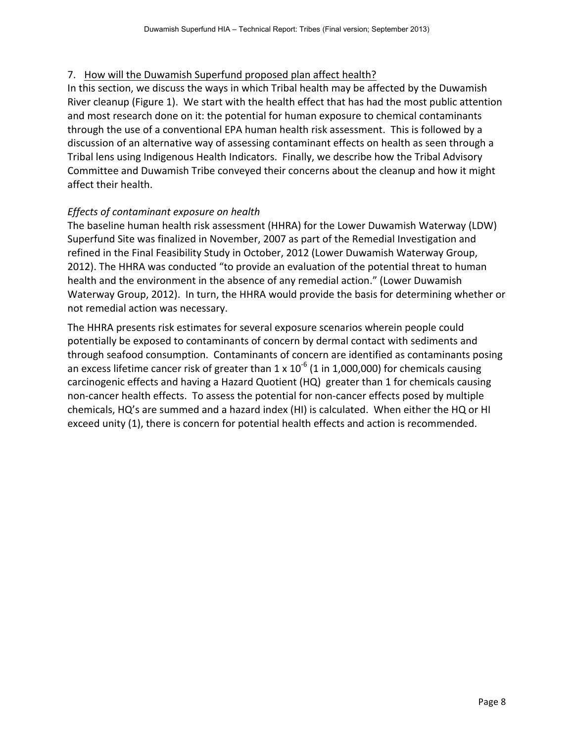## 7. How will the Duwamish Superfund proposed plan affect health?

In this section, we discuss the ways in which Tribal health may be affected by the Duwamish River cleanup (Figure 1). We start with the health effect that has had the most public attention and most research done on it: the potential for human exposure to chemical contaminants through the use of a conventional EPA human health risk assessment. This is followed by a discussion of an alternative way of assessing contaminant effects on health as seen through a Tribal lens using Indigenous Health Indicators. Finally, we describe how the Tribal Advisory Committee and Duwamish Tribe conveyed their concerns about the cleanup and how it might affect their health.

### *Effects of contaminant exposure on health*

The baseline human health risk assessment (HHRA) for the Lower Duwamish Waterway (LDW) Superfund Site was finalized in November, 2007 as part of the Remedial Investigation and refined in the Final Feasibility Study in October, 2012 (Lower Duwamish Waterway Group, 2012). The HHRA was conducted "to provide an evaluation of the potential threat to human health and the environment in the absence of any remedial action." (Lower Duwamish Waterway Group, 2012). In turn, the HHRA would provide the basis for determining whether or not remedial action was necessary.

The HHRA presents risk estimates for several exposure scenarios wherein people could potentially be exposed to contaminants of concern by dermal contact with sediments and through seafood consumption. Contaminants of concern are identified as contaminants posing an excess lifetime cancer risk of greater than $1 \times 10^{-6}$ (1 in 1,000,000) for chemicals causing carcinogenic effects and having a Hazard Quotient (HQ) greater than 1 for chemicals causing non-cancer health effects. To assess the potential for non-cancer effects posed by multiple chemicals, HQ's are summed and a hazard index (HI) is calculated. When either the HQ or HI exceed unity (1), there is concern for potential health effects and action is recommended.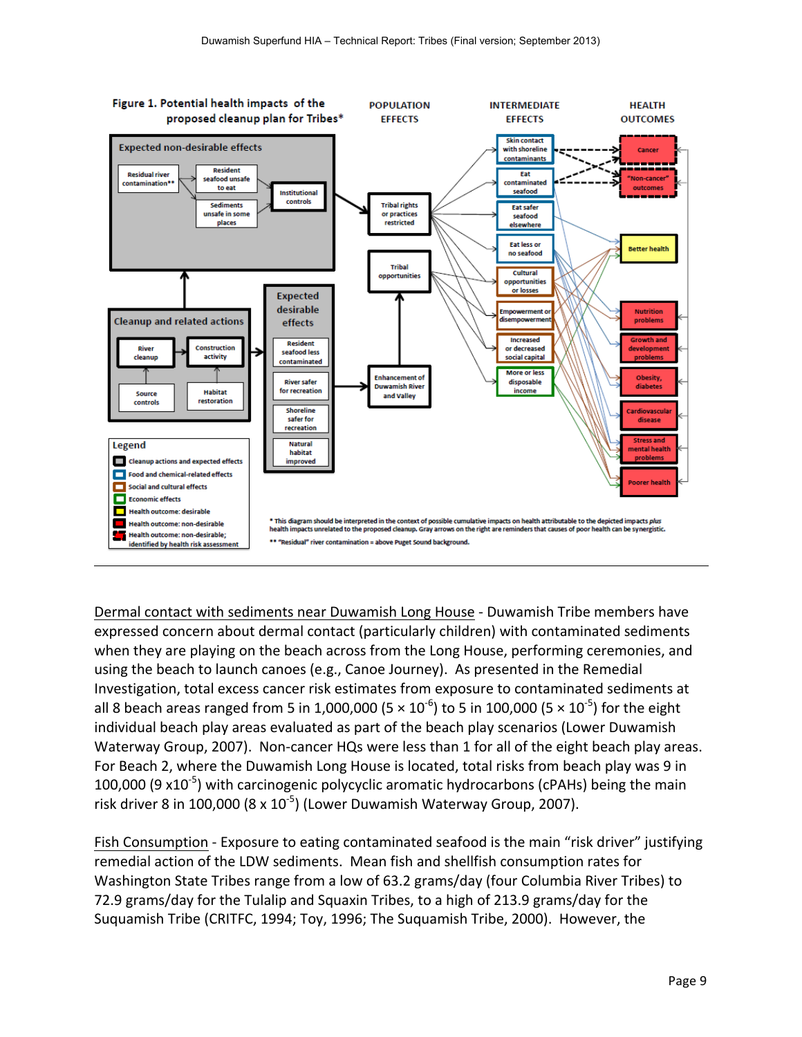Figure 1. Potential health impacts of the proposed cleanup plan for Tribes*

POPULATION EFFECTS | INTERMEDIATE EFFECTS | HEALTH OUTCOMES

Expected non-desirable effects: Residual river contamination**; Resident seafood unsafe to eat; Sediments unsafe in some places; Institutional controls

Cleanup and related actions: River cleanup; Construction activity; Source controls; Habitat restoration

Expected desirable effects: Resident seafood less contaminated; River safer for recreation; Shoreline safer for recreation; Natural habitat improved

Population effects: Tribal rights or practices restricted; Tribal opportunities; Enhancement of Duwamish River and Valley

Intermediate effects: Skin contact with shoreline contaminants; Eat contaminated seafood; Eat safer seafood elsewhere; Eat less or no seafood; Cultural opportunities or losses; Empowerment or disempowerment; Increased or decreased social capital; More or less disposable income

Health outcomes: Cancer; "Non-cancer" outcomes; Better health; Nutrition problems; Growth and development problems; Obesity, diabetes; Cardiovascular disease; Stress and mental health problems; Poorer health

Legend: Cleanup actions and expected effects; Food and chemical-related effects; Social and cultural effects; Economic effects; Health outcome: desirable; Health outcome: non-desirable; Health outcome: non-desirable; identified by health risk assessment

* This diagram should be interpreted in the context of possible cumulative impacts on health attributable to the depicted impacts *plus* health impacts unrelated to the proposed cleanup. Gray arrows on the right are reminders that causes of poor health can be synergistic.

** "Residual" river contamination = above Puget Sound background.

<u>Dermal contact with sediments near Duwamish Long House</u> - Duwamish Tribe members have expressed concern about dermal contact (particularly children) with contaminated sediments when they are playing on the beach across from the Long House, performing ceremonies, and using the beach to launch canoes (e.g., Canoe Journey). As presented in the Remedial Investigation, total excess cancer risk estimates from exposure to contaminated sediments at all 8 beach areas ranged from 5 in 1,000,000 ($5 \times 10^{-6}$) to 5 in 100,000 ($5 \times 10^{-5}$) for the eight individual beach play areas evaluated as part of the beach play scenarios (Lower Duwamish Waterway Group, 2007). Non-cancer HQs were less than 1 for all of the eight beach play areas. For Beach 2, where the Duwamish Long House is located, total risks from beach play was 9 in 100,000 ($9 \times 10^{-5}$) with carcinogenic polycyclic aromatic hydrocarbons (cPAHs) being the main risk driver 8 in 100,000 ($8 \times 10^{-5}$) (Lower Duwamish Waterway Group, 2007).

<u>Fish Consumption</u> - Exposure to eating contaminated seafood is the main "risk driver" justifying remedial action of the LDW sediments. Mean fish and shellfish consumption rates for Washington State Tribes range from a low of 63.2 grams/day (four Columbia River Tribes) to 72.9 grams/day for the Tulalip and Squaxin Tribes, to a high of 213.9 grams/day for the Suquamish Tribe (CRITFC, 1994; Toy, 1996; The Suquamish Tribe, 2000). However, the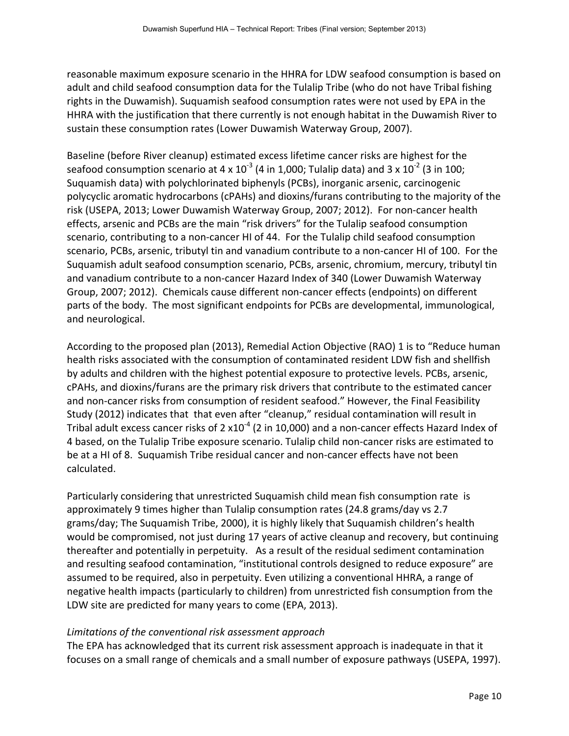reasonable maximum exposure scenario in the HHRA for LDW seafood consumption is based on adult and child seafood consumption data for the Tulalip Tribe (who do not have Tribal fishing rights in the Duwamish). Suquamish seafood consumption rates were not used by EPA in the HHRA with the justification that there currently is not enough habitat in the Duwamish River to sustain these consumption rates (Lower Duwamish Waterway Group, 2007).

Baseline (before River cleanup) estimated excess lifetime cancer risks are highest for the seafood consumption scenario at $4 \times 10^{-3}$ (4 in 1,000; Tulalip data) and $3 \times 10^{-2}$ (3 in 100; Suquamish data) with polychlorinated biphenyls (PCBs), inorganic arsenic, carcinogenic polycyclic aromatic hydrocarbons (cPAHs) and dioxins/furans contributing to the majority of the risk (USEPA, 2013; Lower Duwamish Waterway Group, 2007; 2012). For non-cancer health effects, arsenic and PCBs are the main "risk drivers" for the Tulalip seafood consumption scenario, contributing to a non-cancer HI of 44. For the Tulalip child seafood consumption scenario, PCBs, arsenic, tributyl tin and vanadium contribute to a non-cancer HI of 100. For the Suquamish adult seafood consumption scenario, PCBs, arsenic, chromium, mercury, tributyl tin and vanadium contribute to a non-cancer Hazard Index of 340 (Lower Duwamish Waterway Group, 2007; 2012). Chemicals cause different non-cancer effects (endpoints) on different parts of the body. The most significant endpoints for PCBs are developmental, immunological, and neurological.

According to the proposed plan (2013), Remedial Action Objective (RAO) 1 is to "Reduce human health risks associated with the consumption of contaminated resident LDW fish and shellfish by adults and children with the highest potential exposure to protective levels. PCBs, arsenic, cPAHs, and dioxins/furans are the primary risk drivers that contribute to the estimated cancer and non-cancer risks from consumption of resident seafood." However, the Final Feasibility Study (2012) indicates that that even after "cleanup," residual contamination will result in Tribal adult excess cancer risks of $2 \times 10^{-4}$ (2 in 10,000) and a non-cancer effects Hazard Index of 4 based, on the Tulalip Tribe exposure scenario. Tulalip child non-cancer risks are estimated to be at a HI of 8. Suquamish Tribe residual cancer and non-cancer effects have not been calculated.

Particularly considering that unrestricted Suquamish child mean fish consumption rate is approximately 9 times higher than Tulalip consumption rates (24.8 grams/day vs 2.7 grams/day; The Suquamish Tribe, 2000), it is highly likely that Suquamish children's health would be compromised, not just during 17 years of active cleanup and recovery, but continuing thereafter and potentially in perpetuity. As a result of the residual sediment contamination and resulting seafood contamination, "institutional controls designed to reduce exposure" are assumed to be required, also in perpetuity. Even utilizing a conventional HHRA, a range of negative health impacts (particularly to children) from unrestricted fish consumption from the LDW site are predicted for many years to come (EPA, 2013).

*Limitations of the conventional risk assessment approach*

The EPA has acknowledged that its current risk assessment approach is inadequate in that it focuses on a small range of chemicals and a small number of exposure pathways (USEPA, 1997).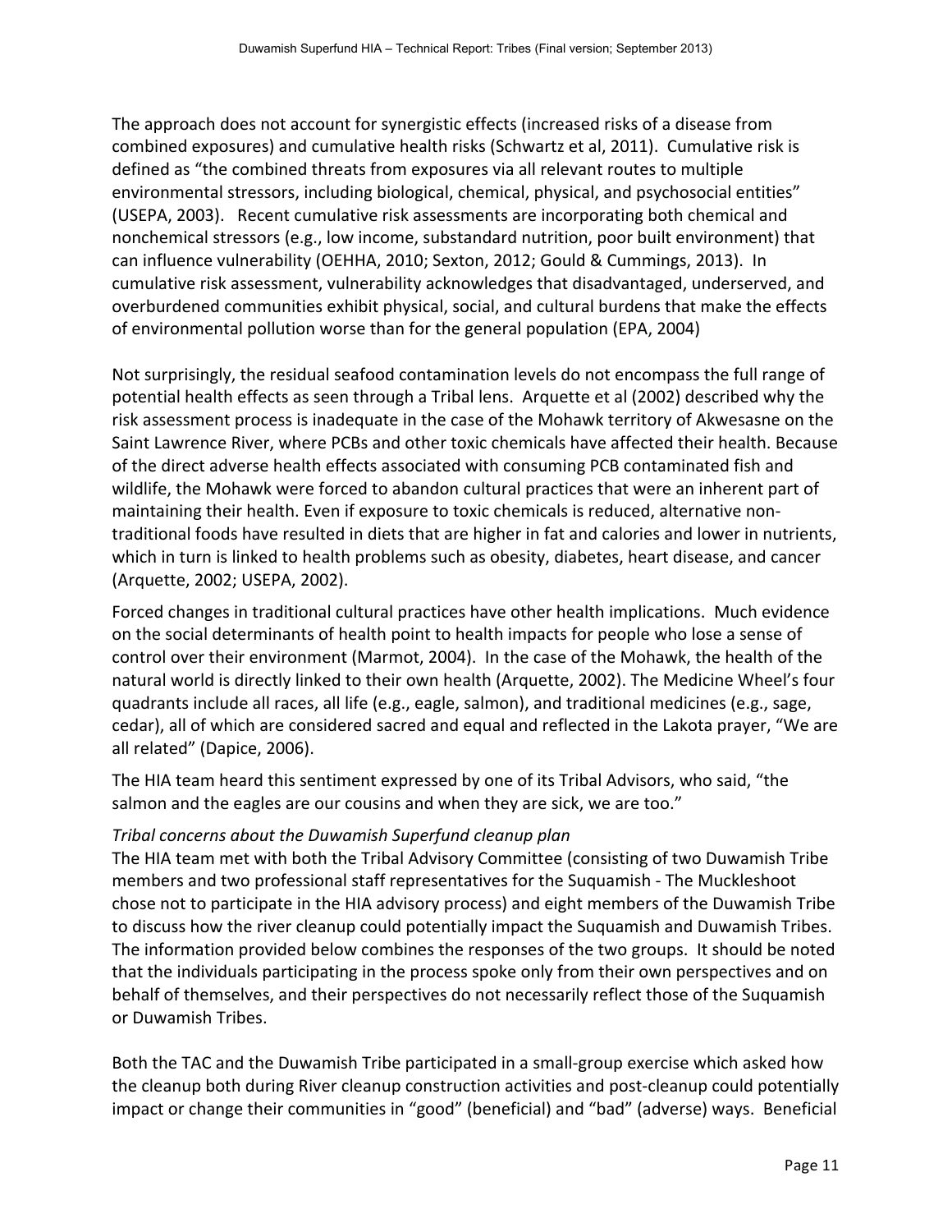The approach does not account for synergistic effects (increased risks of a disease from combined exposures) and cumulative health risks (Schwartz et al, 2011). Cumulative risk is defined as "the combined threats from exposures via all relevant routes to multiple environmental stressors, including biological, chemical, physical, and psychosocial entities" (USEPA, 2003). Recent cumulative risk assessments are incorporating both chemical and nonchemical stressors (e.g., low income, substandard nutrition, poor built environment) that can influence vulnerability (OEHHA, 2010; Sexton, 2012; Gould & Cummings, 2013). In cumulative risk assessment, vulnerability acknowledges that disadvantaged, underserved, and overburdened communities exhibit physical, social, and cultural burdens that make the effects of environmental pollution worse than for the general population (EPA, 2004)

Not surprisingly, the residual seafood contamination levels do not encompass the full range of potential health effects as seen through a Tribal lens. Arquette et al (2002) described why the risk assessment process is inadequate in the case of the Mohawk territory of Akwesasne on the Saint Lawrence River, where PCBs and other toxic chemicals have affected their health. Because of the direct adverse health effects associated with consuming PCB contaminated fish and wildlife, the Mohawk were forced to abandon cultural practices that were an inherent part of maintaining their health. Even if exposure to toxic chemicals is reduced, alternative non-traditional foods have resulted in diets that are higher in fat and calories and lower in nutrients, which in turn is linked to health problems such as obesity, diabetes, heart disease, and cancer (Arquette, 2002; USEPA, 2002).

Forced changes in traditional cultural practices have other health implications. Much evidence on the social determinants of health point to health impacts for people who lose a sense of control over their environment (Marmot, 2004). In the case of the Mohawk, the health of the natural world is directly linked to their own health (Arquette, 2002). The Medicine Wheel's four quadrants include all races, all life (e.g., eagle, salmon), and traditional medicines (e.g., sage, cedar), all of which are considered sacred and equal and reflected in the Lakota prayer, "We are all related" (Dapice, 2006).

The HIA team heard this sentiment expressed by one of its Tribal Advisors, who said, "the salmon and the eagles are our cousins and when they are sick, we are too."

*Tribal concerns about the Duwamish Superfund cleanup plan*

The HIA team met with both the Tribal Advisory Committee (consisting of two Duwamish Tribe members and two professional staff representatives for the Suquamish - The Muckleshoot chose not to participate in the HIA advisory process) and eight members of the Duwamish Tribe to discuss how the river cleanup could potentially impact the Suquamish and Duwamish Tribes. The information provided below combines the responses of the two groups. It should be noted that the individuals participating in the process spoke only from their own perspectives and on behalf of themselves, and their perspectives do not necessarily reflect those of the Suquamish or Duwamish Tribes.

Both the TAC and the Duwamish Tribe participated in a small-group exercise which asked how the cleanup both during River cleanup construction activities and post-cleanup could potentially impact or change their communities in "good" (beneficial) and "bad" (adverse) ways. Beneficial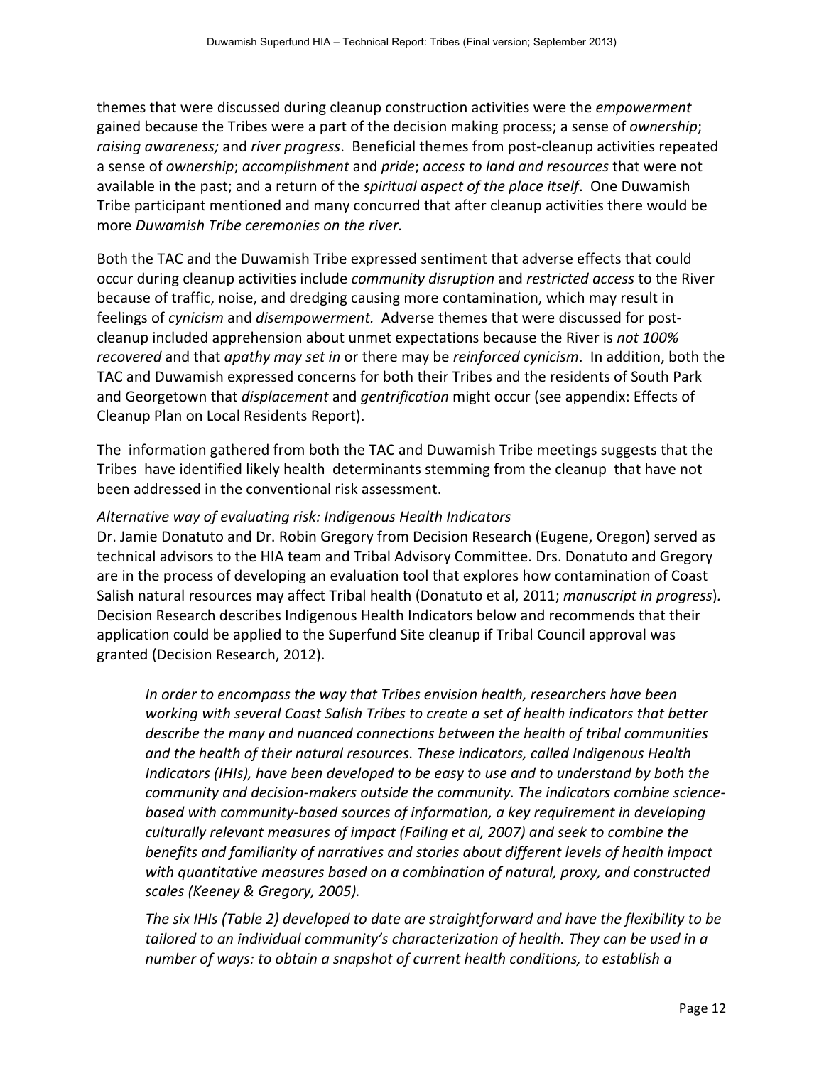themes that were discussed during cleanup construction activities were the *empowerment* gained because the Tribes were a part of the decision making process; a sense of *ownership*; *raising awareness;* and *river progress*. Beneficial themes from post-cleanup activities repeated a sense of *ownership*; *accomplishment* and *pride*; *access to land and resources* that were not available in the past; and a return of the *spiritual aspect of the place itself*. One Duwamish Tribe participant mentioned and many concurred that after cleanup activities there would be more *Duwamish Tribe ceremonies on the river.*

Both the TAC and the Duwamish Tribe expressed sentiment that adverse effects that could occur during cleanup activities include *community disruption* and *restricted access* to the River because of traffic, noise, and dredging causing more contamination, which may result in feelings of *cynicism* and *disempowerment.* Adverse themes that were discussed for post-cleanup included apprehension about unmet expectations because the River is *not 100% recovered* and that *apathy may set in* or there may be *reinforced cynicism*. In addition, both the TAC and Duwamish expressed concerns for both their Tribes and the residents of South Park and Georgetown that *displacement* and *gentrification* might occur (see appendix: Effects of Cleanup Plan on Local Residents Report).

The information gathered from both the TAC and Duwamish Tribe meetings suggests that the Tribes have identified likely health determinants stemming from the cleanup that have not been addressed in the conventional risk assessment.

*Alternative way of evaluating risk: Indigenous Health Indicators*

Dr. Jamie Donatuto and Dr. Robin Gregory from Decision Research (Eugene, Oregon) served as technical advisors to the HIA team and Tribal Advisory Committee. Drs. Donatuto and Gregory are in the process of developing an evaluation tool that explores how contamination of Coast Salish natural resources may affect Tribal health (Donatuto et al, 2011; *manuscript in progress*). Decision Research describes Indigenous Health Indicators below and recommends that their application could be applied to the Superfund Site cleanup if Tribal Council approval was granted (Decision Research, 2012).

> *In order to encompass the way that Tribes envision health, researchers have been working with several Coast Salish Tribes to create a set of health indicators that better describe the many and nuanced connections between the health of tribal communities and the health of their natural resources. These indicators, called Indigenous Health Indicators (IHIs), have been developed to be easy to use and to understand by both the community and decision-makers outside the community. The indicators combine science-based with community-based sources of information, a key requirement in developing culturally relevant measures of impact (Failing et al, 2007) and seek to combine the benefits and familiarity of narratives and stories about different levels of health impact with quantitative measures based on a combination of natural, proxy, and constructed scales (Keeney & Gregory, 2005).*
>
> *The six IHIs (Table 2) developed to date are straightforward and have the flexibility to be tailored to an individual community's characterization of health. They can be used in a number of ways: to obtain a snapshot of current health conditions, to establish a*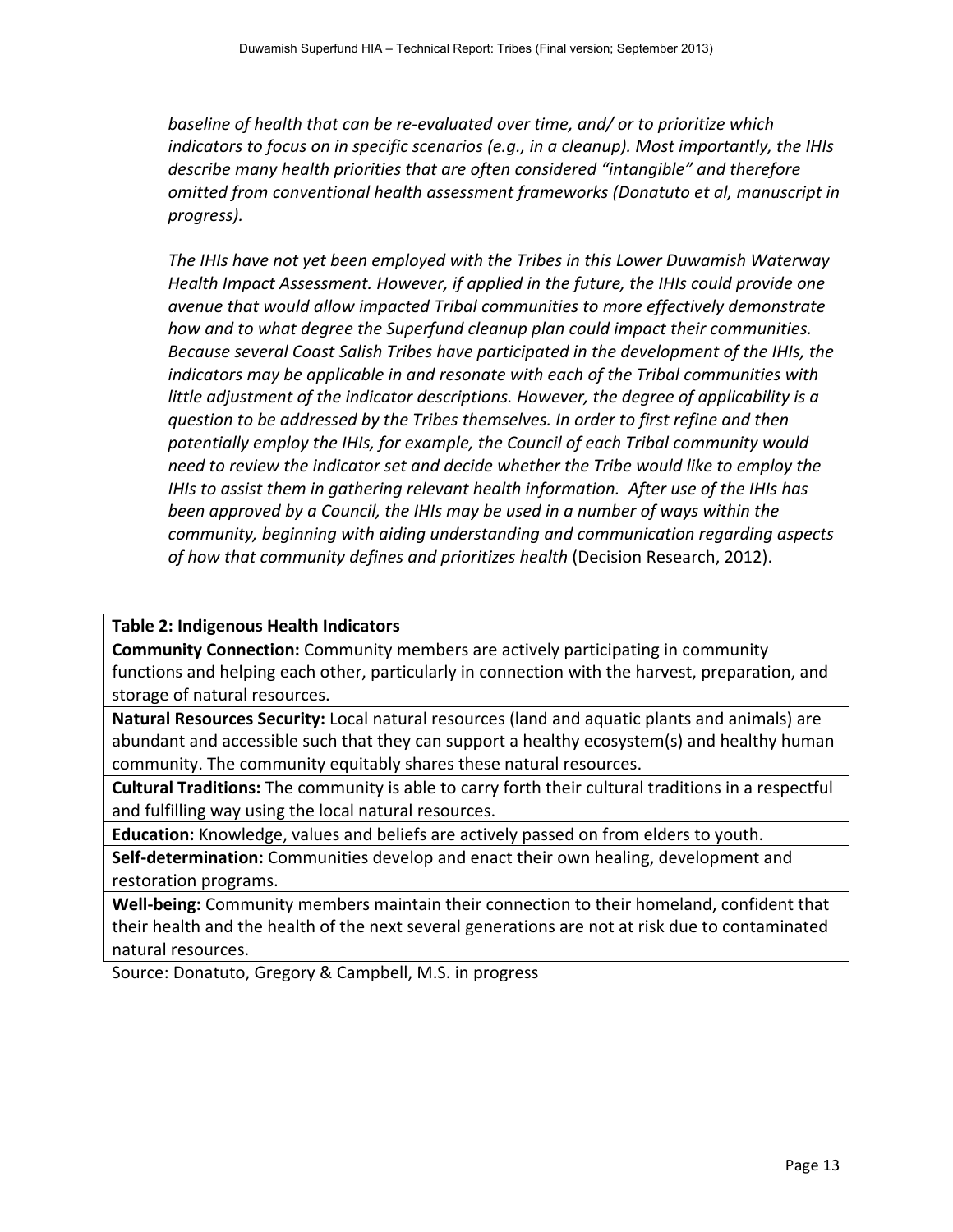*baseline of health that can be re-evaluated over time, and/ or to prioritize which indicators to focus on in specific scenarios (e.g., in a cleanup). Most importantly, the IHIs describe many health priorities that are often considered "intangible" and therefore omitted from conventional health assessment frameworks (Donatuto et al, manuscript in progress).*

*The IHIs have not yet been employed with the Tribes in this Lower Duwamish Waterway Health Impact Assessment. However, if applied in the future, the IHIs could provide one avenue that would allow impacted Tribal communities to more effectively demonstrate how and to what degree the Superfund cleanup plan could impact their communities. Because several Coast Salish Tribes have participated in the development of the IHIs, the indicators may be applicable in and resonate with each of the Tribal communities with little adjustment of the indicator descriptions. However, the degree of applicability is a question to be addressed by the Tribes themselves. In order to first refine and then potentially employ the IHIs, for example, the Council of each Tribal community would need to review the indicator set and decide whether the Tribe would like to employ the IHIs to assist them in gathering relevant health information. After use of the IHIs has been approved by a Council, the IHIs may be used in a number of ways within the community, beginning with aiding understanding and communication regarding aspects of how that community defines and prioritizes health* (Decision Research, 2012).

| **Table 2: Indigenous Health Indicators** |
|---|
| **Community Connection:** Community members are actively participating in community functions and helping each other, particularly in connection with the harvest, preparation, and storage of natural resources. |
| **Natural Resources Security:** Local natural resources (land and aquatic plants and animals) are abundant and accessible such that they can support a healthy ecosystem(s) and healthy human community. The community equitably shares these natural resources. |
| **Cultural Traditions:** The community is able to carry forth their cultural traditions in a respectful and fulfilling way using the local natural resources. |
| **Education:** Knowledge, values and beliefs are actively passed on from elders to youth. |
| **Self-determination:** Communities develop and enact their own healing, development and restoration programs. |
| **Well-being:** Community members maintain their connection to their homeland, confident that their health and the health of the next several generations are not at risk due to contaminated natural resources. |

Source: Donatuto, Gregory & Campbell, M.S. in progress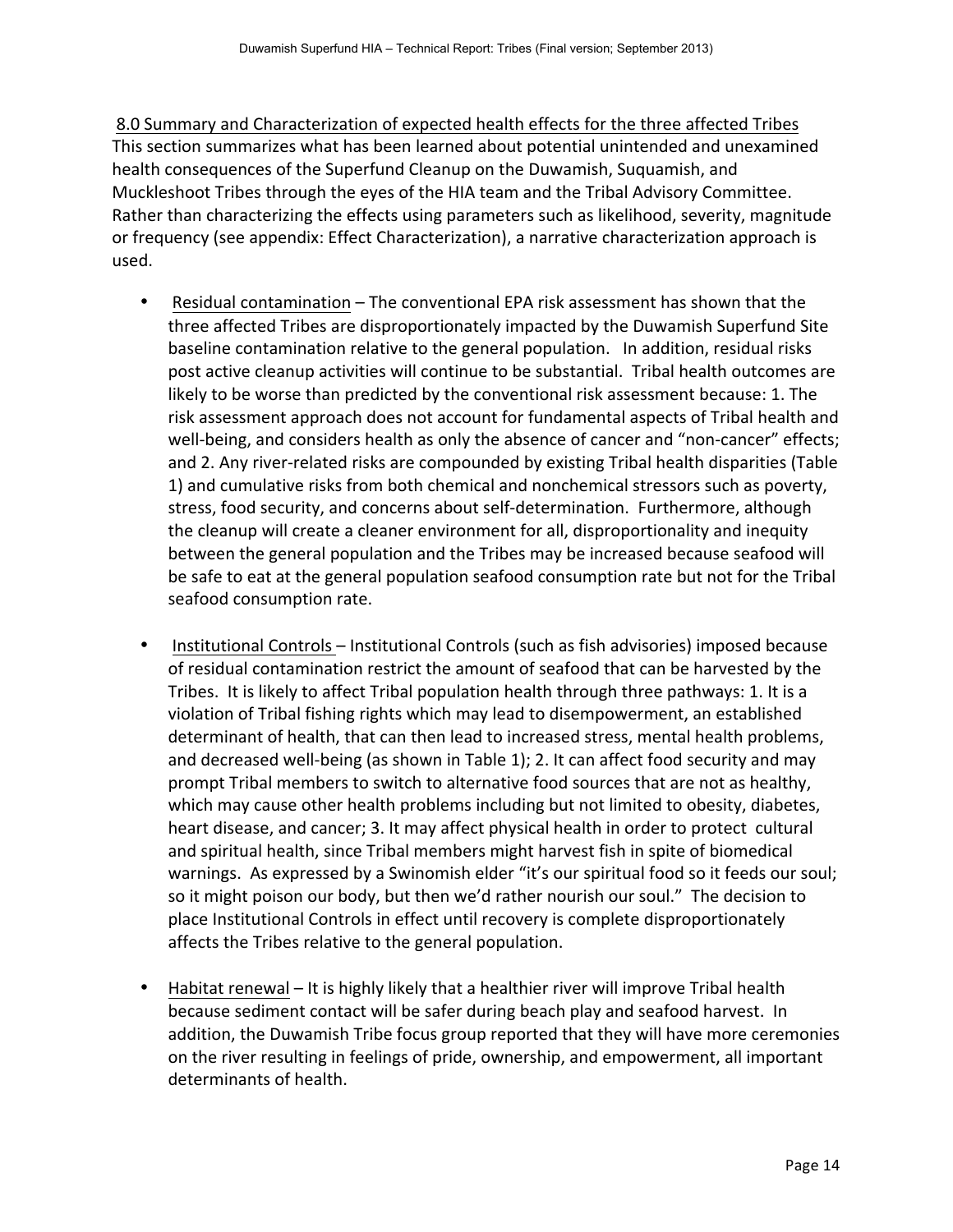## 8.0 Summary and Characterization of expected health effects for the three affected Tribes

This section summarizes what has been learned about potential unintended and unexamined health consequences of the Superfund Cleanup on the Duwamish, Suquamish, and Muckleshoot Tribes through the eyes of the HIA team and the Tribal Advisory Committee. Rather than characterizing the effects using parameters such as likelihood, severity, magnitude or frequency (see appendix: Effect Characterization), a narrative characterization approach is used.

- Residual contamination – The conventional EPA risk assessment has shown that the three affected Tribes are disproportionately impacted by the Duwamish Superfund Site baseline contamination relative to the general population. In addition, residual risks post active cleanup activities will continue to be substantial. Tribal health outcomes are likely to be worse than predicted by the conventional risk assessment because: 1. The risk assessment approach does not account for fundamental aspects of Tribal health and well-being, and considers health as only the absence of cancer and "non-cancer" effects; and 2. Any river-related risks are compounded by existing Tribal health disparities (Table 1) and cumulative risks from both chemical and nonchemical stressors such as poverty, stress, food security, and concerns about self-determination. Furthermore, although the cleanup will create a cleaner environment for all, disproportionality and inequity between the general population and the Tribes may be increased because seafood will be safe to eat at the general population seafood consumption rate but not for the Tribal seafood consumption rate.

- Institutional Controls – Institutional Controls (such as fish advisories) imposed because of residual contamination restrict the amount of seafood that can be harvested by the Tribes. It is likely to affect Tribal population health through three pathways: 1. It is a violation of Tribal fishing rights which may lead to disempowerment, an established determinant of health, that can then lead to increased stress, mental health problems, and decreased well-being (as shown in Table 1); 2. It can affect food security and may prompt Tribal members to switch to alternative food sources that are not as healthy, which may cause other health problems including but not limited to obesity, diabetes, heart disease, and cancer; 3. It may affect physical health in order to protect cultural and spiritual health, since Tribal members might harvest fish in spite of biomedical warnings. As expressed by a Swinomish elder "it's our spiritual food so it feeds our soul; so it might poison our body, but then we'd rather nourish our soul." The decision to place Institutional Controls in effect until recovery is complete disproportionately affects the Tribes relative to the general population.

- Habitat renewal – It is highly likely that a healthier river will improve Tribal health because sediment contact will be safer during beach play and seafood harvest. In addition, the Duwamish Tribe focus group reported that they will have more ceremonies on the river resulting in feelings of pride, ownership, and empowerment, all important determinants of health.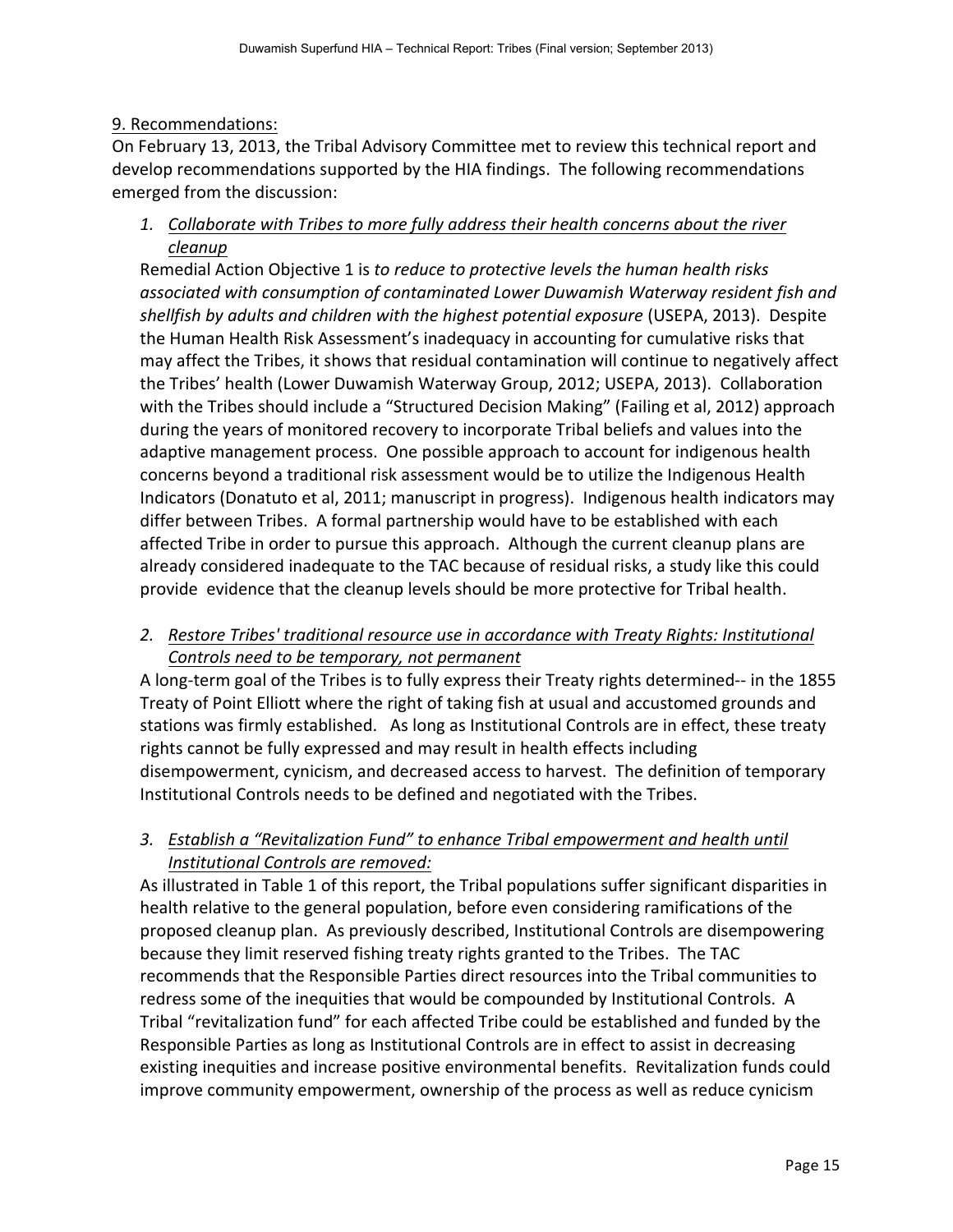## 9. Recommendations:

On February 13, 2013, the Tribal Advisory Committee met to review this technical report and develop recommendations supported by the HIA findings. The following recommendations emerged from the discussion:

1. ***Collaborate with Tribes to more fully address their health concerns about the river cleanup***

Remedial Action Objective 1 is *to reduce to protective levels the human health risks associated with consumption of contaminated Lower Duwamish Waterway resident fish and shellfish by adults and children with the highest potential exposure* (USEPA, 2013). Despite the Human Health Risk Assessment's inadequacy in accounting for cumulative risks that may affect the Tribes, it shows that residual contamination will continue to negatively affect the Tribes' health (Lower Duwamish Waterway Group, 2012; USEPA, 2013). Collaboration with the Tribes should include a "Structured Decision Making" (Failing et al, 2012) approach during the years of monitored recovery to incorporate Tribal beliefs and values into the adaptive management process. One possible approach to account for indigenous health concerns beyond a traditional risk assessment would be to utilize the Indigenous Health Indicators (Donatuto et al, 2011; manuscript in progress). Indigenous health indicators may differ between Tribes. A formal partnership would have to be established with each affected Tribe in order to pursue this approach. Although the current cleanup plans are already considered inadequate to the TAC because of residual risks, a study like this could provide evidence that the cleanup levels should be more protective for Tribal health.

2. ***Restore Tribes' traditional resource use in accordance with Treaty Rights: Institutional Controls need to be temporary, not permanent***

A long-term goal of the Tribes is to fully express their Treaty rights determined-- in the 1855 Treaty of Point Elliott where the right of taking fish at usual and accustomed grounds and stations was firmly established. As long as Institutional Controls are in effect, these treaty rights cannot be fully expressed and may result in health effects including disempowerment, cynicism, and decreased access to harvest. The definition of temporary Institutional Controls needs to be defined and negotiated with the Tribes.

3. ***Establish a "Revitalization Fund" to enhance Tribal empowerment and health until Institutional Controls are removed:***

As illustrated in Table 1 of this report, the Tribal populations suffer significant disparities in health relative to the general population, before even considering ramifications of the proposed cleanup plan. As previously described, Institutional Controls are disempowering because they limit reserved fishing treaty rights granted to the Tribes. The TAC recommends that the Responsible Parties direct resources into the Tribal communities to redress some of the inequities that would be compounded by Institutional Controls. A Tribal "revitalization fund" for each affected Tribe could be established and funded by the Responsible Parties as long as Institutional Controls are in effect to assist in decreasing existing inequities and increase positive environmental benefits. Revitalization funds could improve community empowerment, ownership of the process as well as reduce cynicism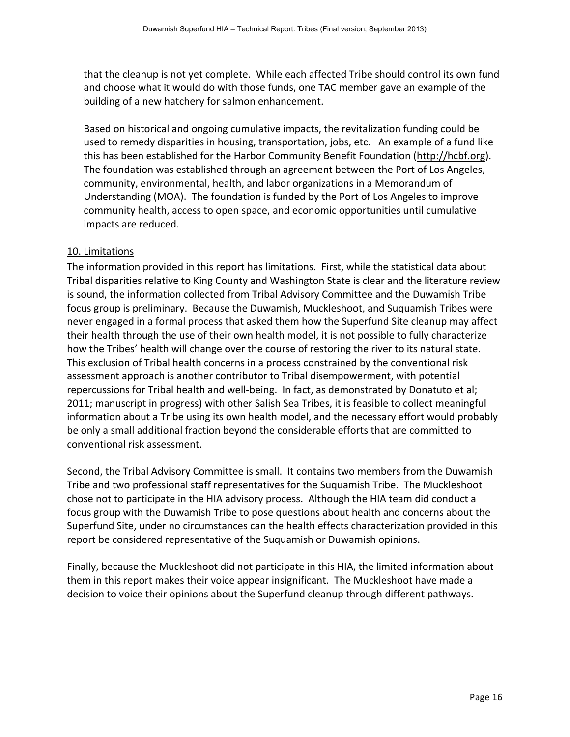that the cleanup is not yet complete. While each affected Tribe should control its own fund and choose what it would do with those funds, one TAC member gave an example of the building of a new hatchery for salmon enhancement.

Based on historical and ongoing cumulative impacts, the revitalization funding could be used to remedy disparities in housing, transportation, jobs, etc. An example of a fund like this has been established for the Harbor Community Benefit Foundation (http://hcbf.org). The foundation was established through an agreement between the Port of Los Angeles, community, environmental, health, and labor organizations in a Memorandum of Understanding (MOA). The foundation is funded by the Port of Los Angeles to improve community health, access to open space, and economic opportunities until cumulative impacts are reduced.

## 10. Limitations

The information provided in this report has limitations. First, while the statistical data about Tribal disparities relative to King County and Washington State is clear and the literature review is sound, the information collected from Tribal Advisory Committee and the Duwamish Tribe focus group is preliminary. Because the Duwamish, Muckleshoot, and Suquamish Tribes were never engaged in a formal process that asked them how the Superfund Site cleanup may affect their health through the use of their own health model, it is not possible to fully characterize how the Tribes' health will change over the course of restoring the river to its natural state. This exclusion of Tribal health concerns in a process constrained by the conventional risk assessment approach is another contributor to Tribal disempowerment, with potential repercussions for Tribal health and well-being. In fact, as demonstrated by Donatuto et al; 2011; manuscript in progress) with other Salish Sea Tribes, it is feasible to collect meaningful information about a Tribe using its own health model, and the necessary effort would probably be only a small additional fraction beyond the considerable efforts that are committed to conventional risk assessment.

Second, the Tribal Advisory Committee is small. It contains two members from the Duwamish Tribe and two professional staff representatives for the Suquamish Tribe. The Muckleshoot chose not to participate in the HIA advisory process. Although the HIA team did conduct a focus group with the Duwamish Tribe to pose questions about health and concerns about the Superfund Site, under no circumstances can the health effects characterization provided in this report be considered representative of the Suquamish or Duwamish opinions.

Finally, because the Muckleshoot did not participate in this HIA, the limited information about them in this report makes their voice appear insignificant. The Muckleshoot have made a decision to voice their opinions about the Superfund cleanup through different pathways.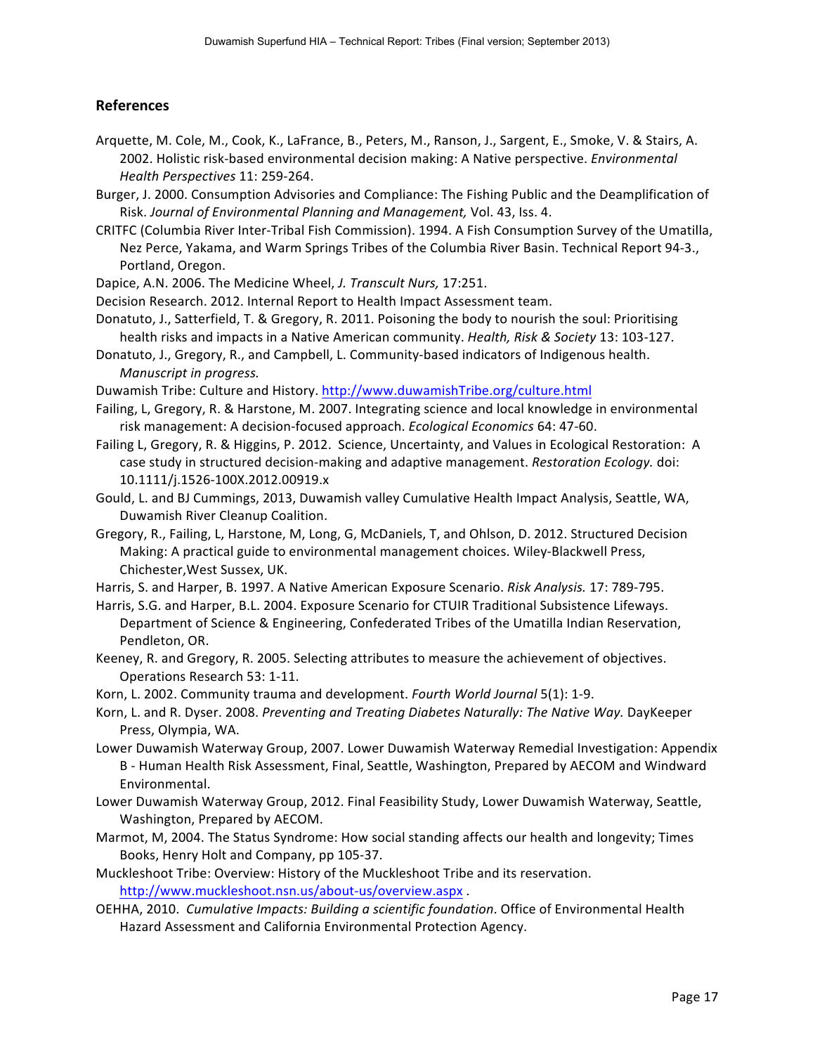## References

Arquette, M. Cole, M., Cook, K., LaFrance, B., Peters, M., Ranson, J., Sargent, E., Smoke, V. & Stairs, A. 2002. Holistic risk-based environmental decision making: A Native perspective. *Environmental Health Perspectives* 11: 259-264.

Burger, J. 2000. Consumption Advisories and Compliance: The Fishing Public and the Deamplification of Risk. *Journal of Environmental Planning and Management,* Vol. 43, Iss. 4.

CRITFC (Columbia River Inter-Tribal Fish Commission). 1994. A Fish Consumption Survey of the Umatilla, Nez Perce, Yakama, and Warm Springs Tribes of the Columbia River Basin. Technical Report 94-3., Portland, Oregon.

Dapice, A.N. 2006. The Medicine Wheel, *J. Transcult Nurs,* 17:251.

Decision Research. 2012. Internal Report to Health Impact Assessment team.

Donatuto, J., Satterfield, T. & Gregory, R. 2011. Poisoning the body to nourish the soul: Prioritising health risks and impacts in a Native American community. *Health, Risk & Society* 13: 103-127.

Donatuto, J., Gregory, R., and Campbell, L. Community-based indicators of Indigenous health. *Manuscript in progress.*

Duwamish Tribe: Culture and History. http://www.duwamishTribe.org/culture.html

Failing, L, Gregory, R. & Harstone, M. 2007. Integrating science and local knowledge in environmental risk management: A decision-focused approach. *Ecological Economics* 64: 47-60.

Failing L, Gregory, R. & Higgins, P. 2012. Science, Uncertainty, and Values in Ecological Restoration: A case study in structured decision-making and adaptive management. *Restoration Ecology.* doi: 10.1111/j.1526-100X.2012.00919.x

Gould, L. and BJ Cummings, 2013, Duwamish valley Cumulative Health Impact Analysis, Seattle, WA, Duwamish River Cleanup Coalition.

Gregory, R., Failing, L, Harstone, M, Long, G, McDaniels, T, and Ohlson, D. 2012. Structured Decision Making: A practical guide to environmental management choices. Wiley-Blackwell Press, Chichester,West Sussex, UK.

Harris, S. and Harper, B. 1997. A Native American Exposure Scenario. *Risk Analysis.* 17: 789-795.

Harris, S.G. and Harper, B.L. 2004. Exposure Scenario for CTUIR Traditional Subsistence Lifeways. Department of Science & Engineering, Confederated Tribes of the Umatilla Indian Reservation, Pendleton, OR.

Keeney, R. and Gregory, R. 2005. Selecting attributes to measure the achievement of objectives. Operations Research 53: 1-11.

Korn, L. 2002. Community trauma and development. *Fourth World Journal* 5(1): 1-9.

Korn, L. and R. Dyser. 2008. *Preventing and Treating Diabetes Naturally: The Native Way.* DayKeeper Press, Olympia, WA.

Lower Duwamish Waterway Group, 2007. Lower Duwamish Waterway Remedial Investigation: Appendix B - Human Health Risk Assessment, Final, Seattle, Washington, Prepared by AECOM and Windward Environmental.

Lower Duwamish Waterway Group, 2012. Final Feasibility Study, Lower Duwamish Waterway, Seattle, Washington, Prepared by AECOM.

Marmot, M, 2004. The Status Syndrome: How social standing affects our health and longevity; Times Books, Henry Holt and Company, pp 105-37.

Muckleshoot Tribe: Overview: History of the Muckleshoot Tribe and its reservation. http://www.muckleshoot.nsn.us/about-us/overview.aspx .

OEHHA, 2010. *Cumulative Impacts: Building a scientific foundation*. Office of Environmental Health Hazard Assessment and California Environmental Protection Agency.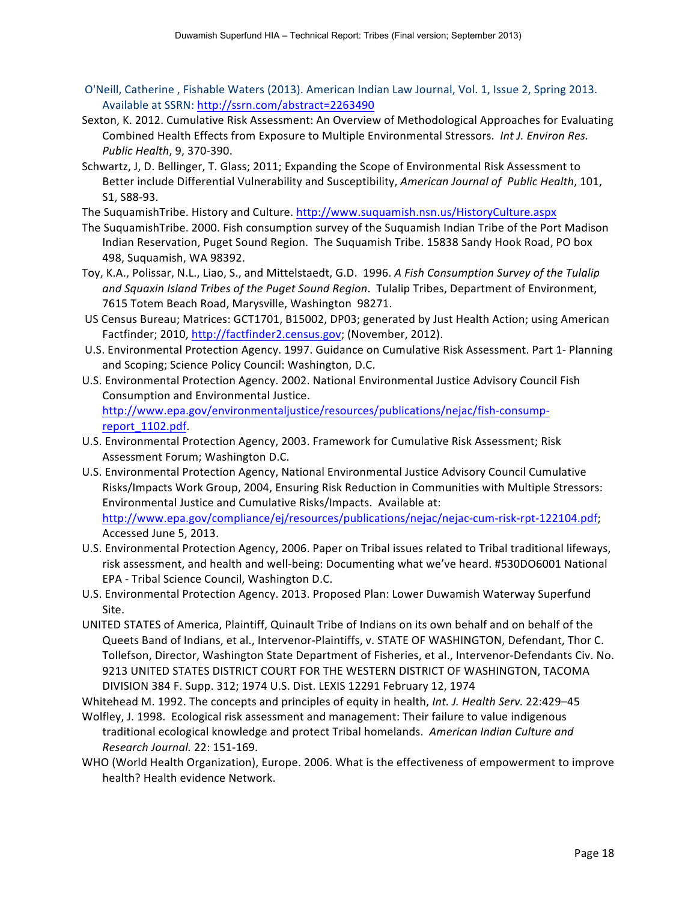O'Neill, Catherine , Fishable Waters (2013). American Indian Law Journal, Vol. 1, Issue 2, Spring 2013. Available at SSRN: http://ssrn.com/abstract=2263490

Sexton, K. 2012. Cumulative Risk Assessment: An Overview of Methodological Approaches for Evaluating Combined Health Effects from Exposure to Multiple Environmental Stressors. *Int J. Environ Res. Public Health*, 9, 370-390.

Schwartz, J, D. Bellinger, T. Glass; 2011; Expanding the Scope of Environmental Risk Assessment to Better include Differential Vulnerability and Susceptibility, *American Journal of Public Health*, 101, S1, S88-93.

The SuquamishTribe. History and Culture. http://www.suquamish.nsn.us/HistoryCulture.aspx

The SuquamishTribe. 2000. Fish consumption survey of the Suquamish Indian Tribe of the Port Madison Indian Reservation, Puget Sound Region. The Suquamish Tribe. 15838 Sandy Hook Road, PO box 498, Suquamish, WA 98392.

Toy, K.A., Polissar, N.L., Liao, S., and Mittelstaedt, G.D. 1996. *A Fish Consumption Survey of the Tulalip and Squaxin Island Tribes of the Puget Sound Region*. Tulalip Tribes, Department of Environment, 7615 Totem Beach Road, Marysville, Washington 98271.

US Census Bureau; Matrices: GCT1701, B15002, DP03; generated by Just Health Action; using American Factfinder; 2010, http://factfinder2.census.gov; (November, 2012).

U.S. Environmental Protection Agency. 1997. Guidance on Cumulative Risk Assessment. Part 1- Planning and Scoping; Science Policy Council: Washington, D.C.

U.S. Environmental Protection Agency. 2002. National Environmental Justice Advisory Council Fish Consumption and Environmental Justice. http://www.epa.gov/environmentaljustice/resources/publications/nejac/fish-consump-report_1102.pdf.

U.S. Environmental Protection Agency, 2003. Framework for Cumulative Risk Assessment; Risk Assessment Forum; Washington D.C.

U.S. Environmental Protection Agency, National Environmental Justice Advisory Council Cumulative Risks/Impacts Work Group, 2004, Ensuring Risk Reduction in Communities with Multiple Stressors: Environmental Justice and Cumulative Risks/Impacts. Available at: http://www.epa.gov/compliance/ej/resources/publications/nejac/nejac-cum-risk-rpt-122104.pdf; Accessed June 5, 2013.

U.S. Environmental Protection Agency, 2006. Paper on Tribal issues related to Tribal traditional lifeways, risk assessment, and health and well-being: Documenting what we've heard. #530DO6001 National EPA - Tribal Science Council, Washington D.C.

U.S. Environmental Protection Agency. 2013. Proposed Plan: Lower Duwamish Waterway Superfund Site.

UNITED STATES of America, Plaintiff, Quinault Tribe of Indians on its own behalf and on behalf of the Queets Band of Indians, et al., Intervenor-Plaintiffs, v. STATE OF WASHINGTON, Defendant, Thor C. Tollefson, Director, Washington State Department of Fisheries, et al., Intervenor-Defendants Civ. No. 9213 UNITED STATES DISTRICT COURT FOR THE WESTERN DISTRICT OF WASHINGTON, TACOMA DIVISION 384 F. Supp. 312; 1974 U.S. Dist. LEXIS 12291 February 12, 1974

Whitehead M. 1992. The concepts and principles of equity in health, *Int. J. Health Serv.* 22:429–45

Wolfley, J. 1998. Ecological risk assessment and management: Their failure to value indigenous traditional ecological knowledge and protect Tribal homelands. *American Indian Culture and Research Journal.* 22: 151-169.

WHO (World Health Organization), Europe. 2006. What is the effectiveness of empowerment to improve health? Health evidence Network.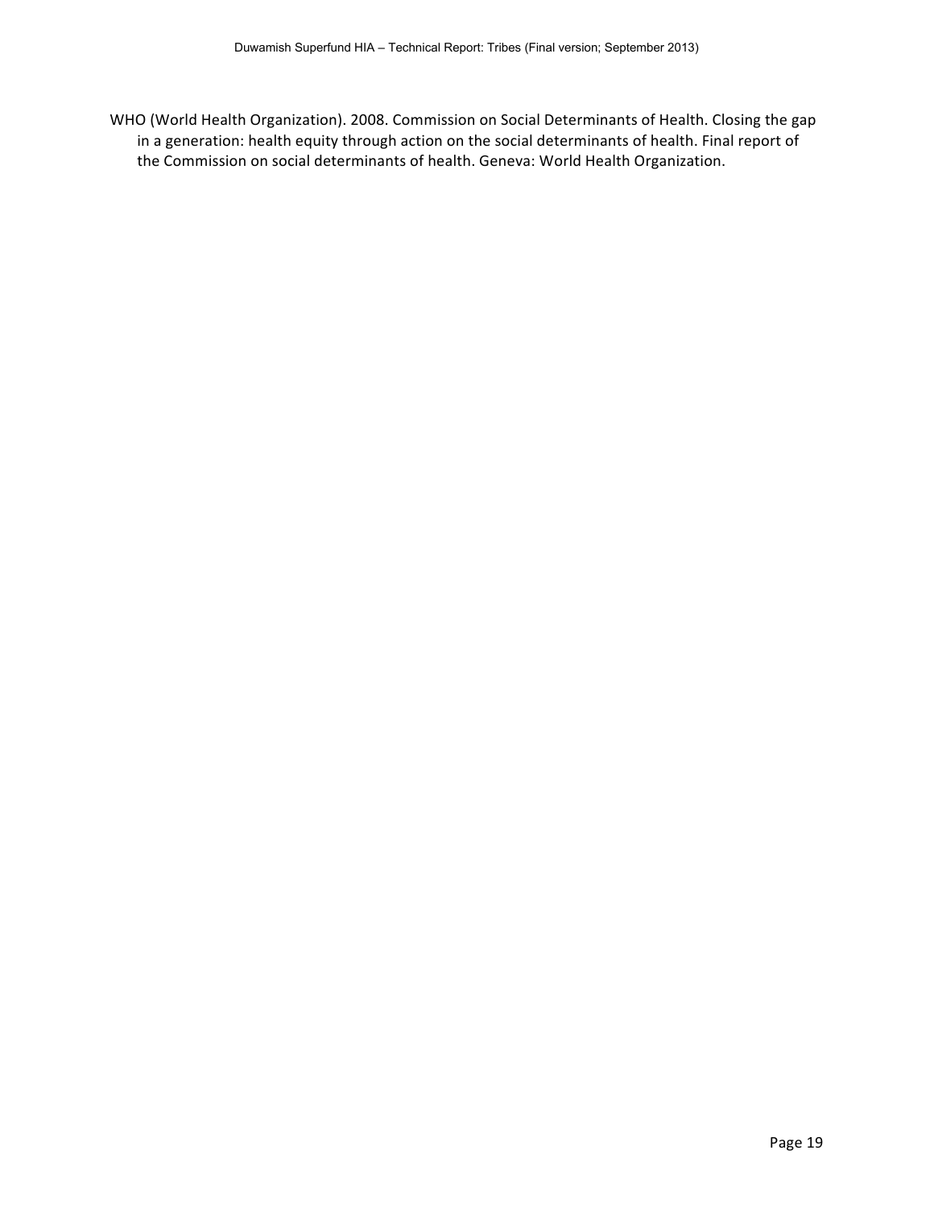WHO (World Health Organization). 2008. Commission on Social Determinants of Health. Closing the gap in a generation: health equity through action on the social determinants of health. Final report of the Commission on social determinants of health. Geneva: World Health Organization.